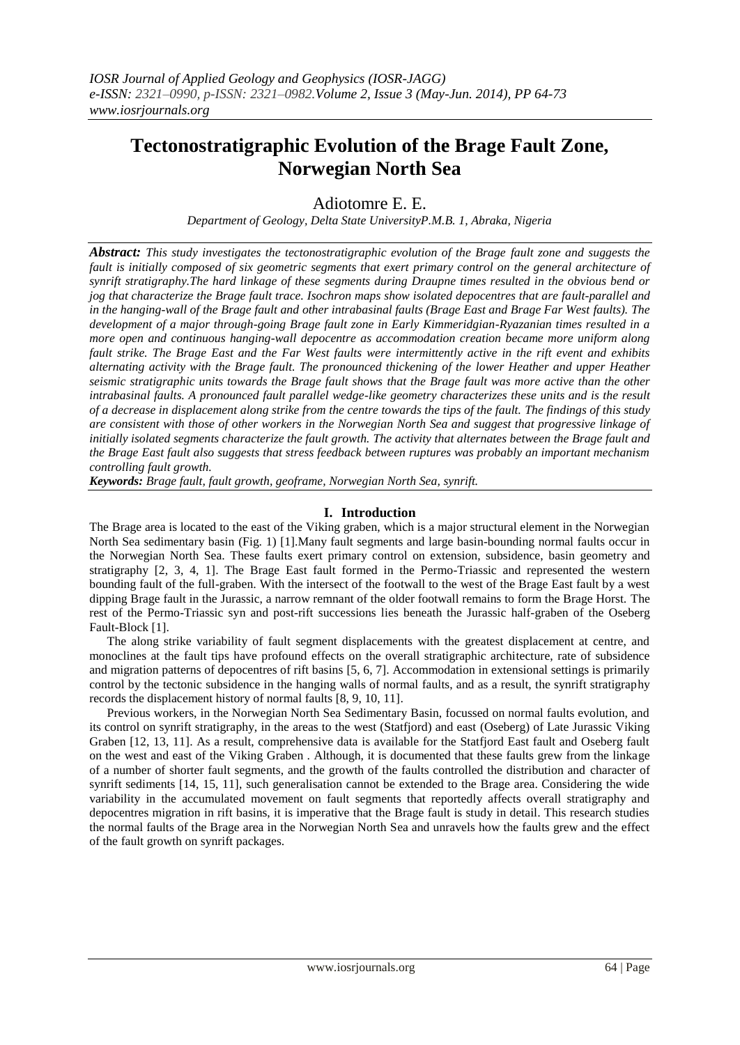# Tectonostratigraphic Evolution of the Brage Fault Zone, Norwegian North Sea

Adiotomre E. E.

*Department of Geology, Delta State UniversityP.M.B. 1, Abraka, Nigeria*

***Abstract:*** *This study investigates the tectonostratigraphic evolution of the Brage fault zone and suggests the fault is initially composed of six geometric segments that exert primary control on the general architecture of synrift stratigraphy.The hard linkage of these segments during Draupne times resulted in the obvious bend or jog that characterize the Brage fault trace. Isochron maps show isolated depocentres that are fault-parallel and in the hanging-wall of the Brage fault and other intrabasinal faults (Brage East and Brage Far West faults). The development of a major through-going Brage fault zone in Early Kimmeridgian-Ryazanian times resulted in a more open and continuous hanging-wall depocentre as accommodation creation became more uniform along fault strike. The Brage East and the Far West faults were intermittently active in the rift event and exhibits alternating activity with the Brage fault. The pronounced thickening of the lower Heather and upper Heather seismic stratigraphic units towards the Brage fault shows that the Brage fault was more active than the other intrabasinal faults. A pronounced fault parallel wedge-like geometry characterizes these units and is the result of a decrease in displacement along strike from the centre towards the tips of the fault. The findings of this study are consistent with those of other workers in the Norwegian North Sea and suggest that progressive linkage of initially isolated segments characterize the fault growth. The activity that alternates between the Brage fault and the Brage East fault also suggests that stress feedback between ruptures was probably an important mechanism controlling fault growth.*

***Keywords:*** *Brage fault, fault growth, geoframe, Norwegian North Sea, synrift.*

## I. Introduction

The Brage area is located to the east of the Viking graben, which is a major structural element in the Norwegian North Sea sedimentary basin (Fig. 1) [1].Many fault segments and large basin-bounding normal faults occur in the Norwegian North Sea. These faults exert primary control on extension, subsidence, basin geometry and stratigraphy [2, 3, 4, 1]. The Brage East fault formed in the Permo-Triassic and represented the western bounding fault of the full-graben. With the intersect of the footwall to the west of the Brage East fault by a west dipping Brage fault in the Jurassic, a narrow remnant of the older footwall remains to form the Brage Horst. The rest of the Permo-Triassic syn and post-rift successions lies beneath the Jurassic half-graben of the Oseberg Fault-Block [1].

The along strike variability of fault segment displacements with the greatest displacement at centre, and monoclines at the fault tips have profound effects on the overall stratigraphic architecture, rate of subsidence and migration patterns of depocentres of rift basins [5, 6, 7]. Accommodation in extensional settings is primarily control by the tectonic subsidence in the hanging walls of normal faults, and as a result, the synrift stratigraphy records the displacement history of normal faults [8, 9, 10, 11].

Previous workers, in the Norwegian North Sea Sedimentary Basin, focussed on normal faults evolution, and its control on synrift stratigraphy, in the areas to the west (Statfjord) and east (Oseberg) of Late Jurassic Viking Graben [12, 13, 11]. As a result, comprehensive data is available for the Statfjord East fault and Oseberg fault on the west and east of the Viking Graben . Although, it is documented that these faults grew from the linkage of a number of shorter fault segments, and the growth of the faults controlled the distribution and character of synrift sediments [14, 15, 11], such generalisation cannot be extended to the Brage area. Considering the wide variability in the accumulated movement on fault segments that reportedly affects overall stratigraphy and depocentres migration in rift basins, it is imperative that the Brage fault is study in detail. This research studies the normal faults of the Brage area in the Norwegian North Sea and unravels how the faults grew and the effect of the fault growth on synrift packages.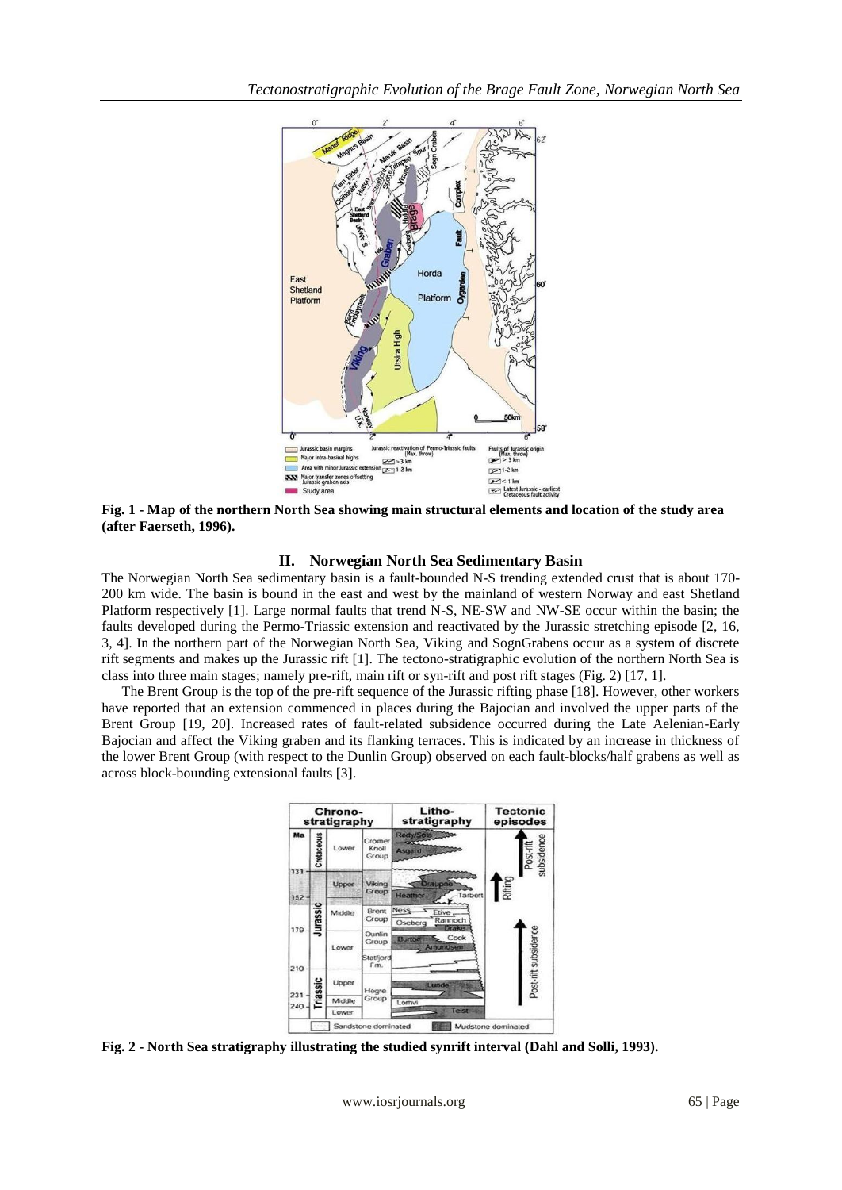**Fig. 1 - Map of the northern North Sea showing main structural elements and location of the study area (after Faerseth, 1996).**

## II. Norwegian North Sea Sedimentary Basin

The Norwegian North Sea sedimentary basin is a fault-bounded N-S trending extended crust that is about 170-200 km wide. The basin is bound in the east and west by the mainland of western Norway and east Shetland Platform respectively [1]. Large normal faults that trend N-S, NE-SW and NW-SE occur within the basin; the faults developed during the Permo-Triassic extension and reactivated by the Jurassic stretching episode [2, 16, 3, 4]. In the northern part of the Norwegian North Sea, Viking and SognGrabens occur as a system of discrete rift segments and makes up the Jurassic rift [1]. The tectono-stratigraphic evolution of the northern North Sea is class into three main stages; namely pre-rift, main rift or syn-rift and post rift stages (Fig. 2) [17, 1].

The Brent Group is the top of the pre-rift sequence of the Jurassic rifting phase [18]. However, other workers have reported that an extension commenced in places during the Bajocian and involved the upper parts of the Brent Group [19, 20]. Increased rates of fault-related subsidence occurred during the Late Aelenian-Early Bajocian and affect the Viking graben and its flanking terraces. This is indicated by an increase in thickness of the lower Brent Group (with respect to the Dunlin Group) observed on each fault-blocks/half grabens as well as across block-bounding extensional faults [3].

**Fig. 2 - North Sea stratigraphy illustrating the studied synrift interval (Dahl and Solli, 1993).**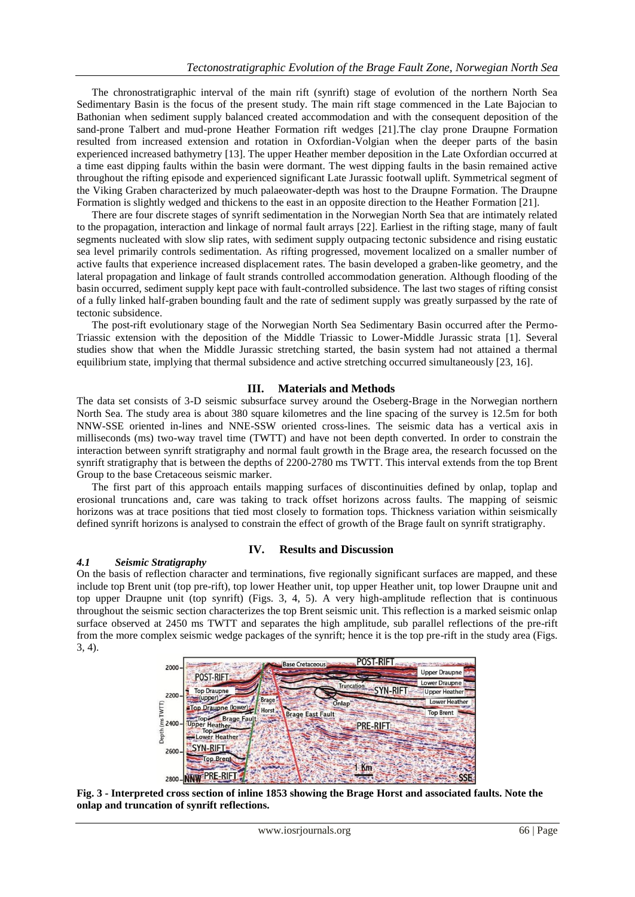The chronostratigraphic interval of the main rift (synrift) stage of evolution of the northern North Sea Sedimentary Basin is the focus of the present study. The main rift stage commenced in the Late Bajocian to Bathonian when sediment supply balanced created accommodation and with the consequent deposition of the sand-prone Talbert and mud-prone Heather Formation rift wedges [21].The clay prone Draupne Formation resulted from increased extension and rotation in Oxfordian-Volgian when the deeper parts of the basin experienced increased bathymetry [13]. The upper Heather member deposition in the Late Oxfordian occurred at a time east dipping faults within the basin were dormant. The west dipping faults in the basin remained active throughout the rifting episode and experienced significant Late Jurassic footwall uplift. Symmetrical segment of the Viking Graben characterized by much palaeowater-depth was host to the Draupne Formation. The Draupne Formation is slightly wedged and thickens to the east in an opposite direction to the Heather Formation [21].

There are four discrete stages of synrift sedimentation in the Norwegian North Sea that are intimately related to the propagation, interaction and linkage of normal fault arrays [22]. Earliest in the rifting stage, many of fault segments nucleated with slow slip rates, with sediment supply outpacing tectonic subsidence and rising eustatic sea level primarily controls sedimentation. As rifting progressed, movement localized on a smaller number of active faults that experience increased displacement rates. The basin developed a graben-like geometry, and the lateral propagation and linkage of fault strands controlled accommodation generation. Although flooding of the basin occurred, sediment supply kept pace with fault-controlled subsidence. The last two stages of rifting consist of a fully linked half-graben bounding fault and the rate of sediment supply was greatly surpassed by the rate of tectonic subsidence.

The post-rift evolutionary stage of the Norwegian North Sea Sedimentary Basin occurred after the Permo-Triassic extension with the deposition of the Middle Triassic to Lower-Middle Jurassic strata [1]. Several studies show that when the Middle Jurassic stretching started, the basin system had not attained a thermal equilibrium state, implying that thermal subsidence and active stretching occurred simultaneously [23, 16].

## III. Materials and Methods

The data set consists of 3-D seismic subsurface survey around the Oseberg-Brage in the Norwegian northern North Sea. The study area is about 380 square kilometres and the line spacing of the survey is 12.5m for both NNW-SSE oriented in-lines and NNE-SSW oriented cross-lines. The seismic data has a vertical axis in milliseconds (ms) two-way travel time (TWTT) and have not been depth converted. In order to constrain the interaction between synrift stratigraphy and normal fault growth in the Brage area, the research focussed on the synrift stratigraphy that is between the depths of 2200-2780 ms TWTT. This interval extends from the top Brent Group to the base Cretaceous seismic marker.

The first part of this approach entails mapping surfaces of discontinuities defined by onlap, toplap and erosional truncations and, care was taking to track offset horizons across faults. The mapping of seismic horizons was at trace positions that tied most closely to formation tops. Thickness variation within seismically defined synrift horizons is analysed to constrain the effect of growth of the Brage fault on synrift stratigraphy.

## IV. Results and Discussion

### *4.1 Seismic Stratigraphy*

On the basis of reflection character and terminations, five regionally significant surfaces are mapped, and these include top Brent unit (top pre-rift), top lower Heather unit, top upper Heather unit, top lower Draupne unit and top upper Draupne unit (top synrift) (Figs. 3, 4, 5). A very high-amplitude reflection that is continuous throughout the seismic section characterizes the top Brent seismic unit. This reflection is a marked seismic onlap surface observed at 2450 ms TWTT and separates the high amplitude, sub parallel reflections of the pre-rift from the more complex seismic wedge packages of the synrift; hence it is the top pre-rift in the study area (Figs. 3, 4).

**Fig. 3 - Interpreted cross section of inline 1853 showing the Brage Horst and associated faults. Note the onlap and truncation of synrift reflections.**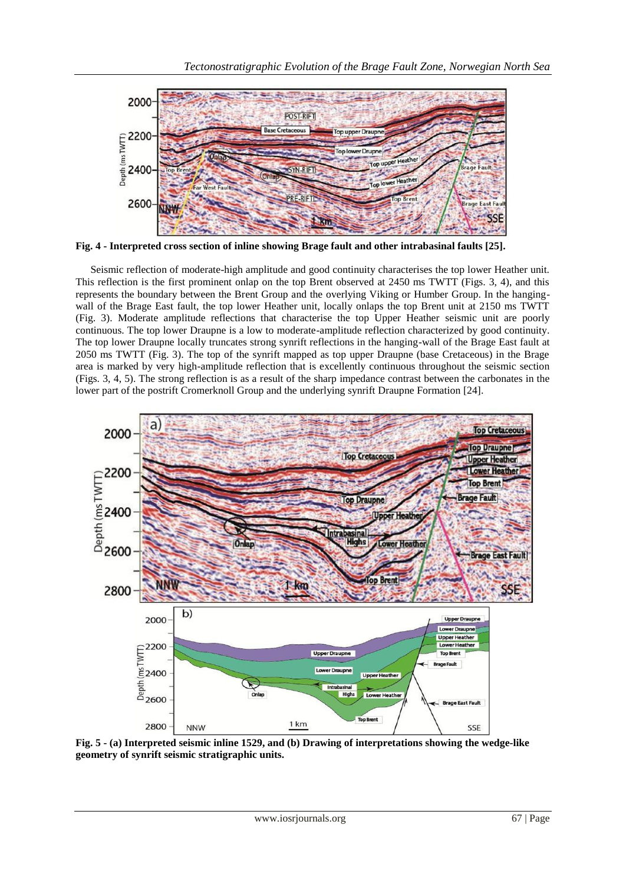**Fig. 4 - Interpreted cross section of inline showing Brage fault and other intrabasinal faults [25].**

Seismic reflection of moderate-high amplitude and good continuity characterises the top lower Heather unit. This reflection is the first prominent onlap on the top Brent observed at 2450 ms TWTT (Figs. 3, 4), and this represents the boundary between the Brent Group and the overlying Viking or Humber Group. In the hanging-wall of the Brage East fault, the top lower Heather unit, locally onlaps the top Brent unit at 2150 ms TWTT (Fig. 3). Moderate amplitude reflections that characterise the top Upper Heather seismic unit are poorly continuous. The top lower Draupne is a low to moderate-amplitude reflection characterized by good continuity. The top lower Draupne locally truncates strong synrift reflections in the hanging-wall of the Brage East fault at 2050 ms TWTT (Fig. 3). The top of the synrift mapped as top upper Draupne (base Cretaceous) in the Brage area is marked by very high-amplitude reflection that is excellently continuous throughout the seismic section (Figs. 3, 4, 5). The strong reflection is as a result of the sharp impedance contrast between the carbonates in the lower part of the postrift Cromerknoll Group and the underlying synrift Draupne Formation [24].

**Fig. 5 - (a) Interpreted seismic inline 1529, and (b) Drawing of interpretations showing the wedge-like geometry of synrift seismic stratigraphic units.**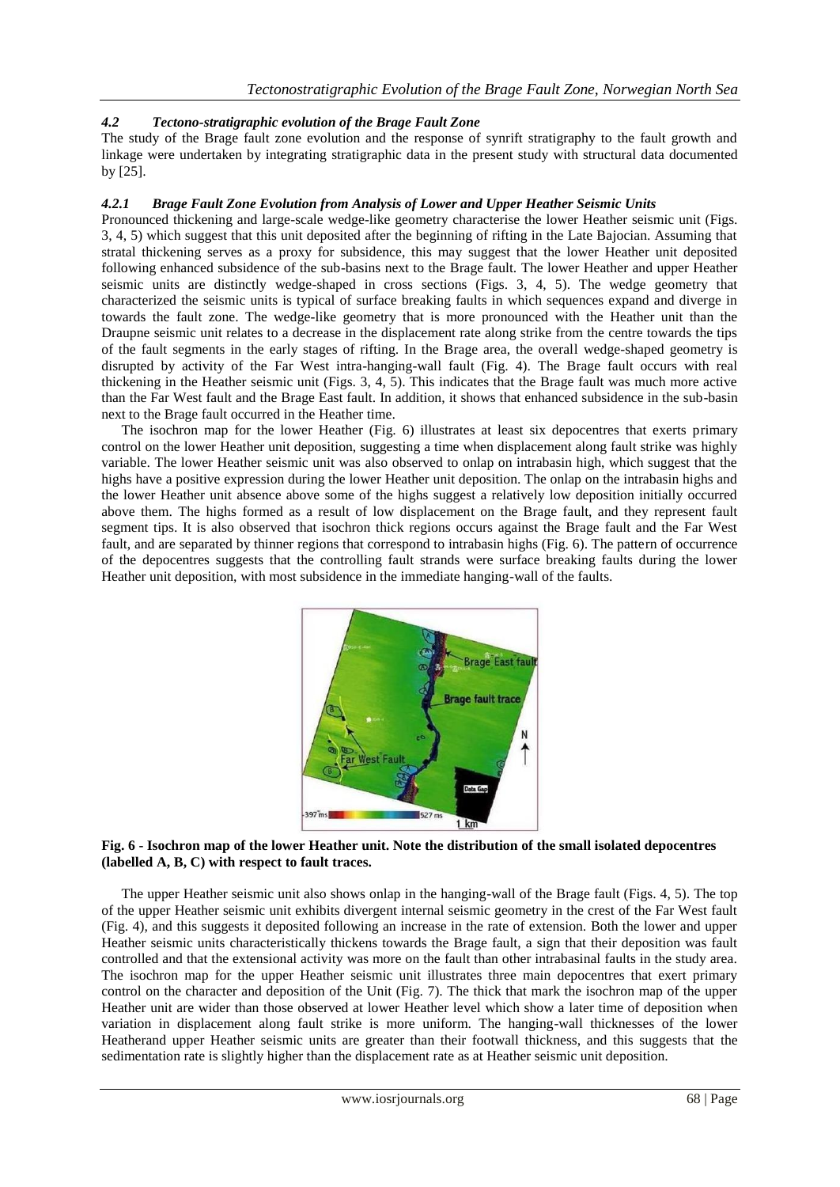### *4.2 Tectono-stratigraphic evolution of the Brage Fault Zone*

The study of the Brage fault zone evolution and the response of synrift stratigraphy to the fault growth and linkage were undertaken by integrating stratigraphic data in the present study with structural data documented by [25].

#### *4.2.1 Brage Fault Zone Evolution from Analysis of Lower and Upper Heather Seismic Units*

Pronounced thickening and large-scale wedge-like geometry characterise the lower Heather seismic unit (Figs. 3, 4, 5) which suggest that this unit deposited after the beginning of rifting in the Late Bajocian. Assuming that stratal thickening serves as a proxy for subsidence, this may suggest that the lower Heather unit deposited following enhanced subsidence of the sub-basins next to the Brage fault. The lower Heather and upper Heather seismic units are distinctly wedge-shaped in cross sections (Figs. 3, 4, 5). The wedge geometry that characterized the seismic units is typical of surface breaking faults in which sequences expand and diverge in towards the fault zone. The wedge-like geometry that is more pronounced with the Heather unit than the Draupne seismic unit relates to a decrease in the displacement rate along strike from the centre towards the tips of the fault segments in the early stages of rifting. In the Brage area, the overall wedge-shaped geometry is disrupted by activity of the Far West intra-hanging-wall fault (Fig. 4). The Brage fault occurs with real thickening in the Heather seismic unit (Figs. 3, 4, 5). This indicates that the Brage fault was much more active than the Far West fault and the Brage East fault. In addition, it shows that enhanced subsidence in the sub-basin next to the Brage fault occurred in the Heather time.

The isochron map for the lower Heather (Fig. 6) illustrates at least six depocentres that exerts primary control on the lower Heather unit deposition, suggesting a time when displacement along fault strike was highly variable. The lower Heather seismic unit was also observed to onlap on intrabasin high, which suggest that the highs have a positive expression during the lower Heather unit deposition. The onlap on the intrabasin highs and the lower Heather unit absence above some of the highs suggest a relatively low deposition initially occurred above them. The highs formed as a result of low displacement on the Brage fault, and they represent fault segment tips. It is also observed that isochron thick regions occurs against the Brage fault and the Far West fault, and are separated by thinner regions that correspond to intrabasin highs (Fig. 6). The pattern of occurrence of the depocentres suggests that the controlling fault strands were surface breaking faults during the lower Heather unit deposition, with most subsidence in the immediate hanging-wall of the faults.

**Fig. 6 - Isochron map of the lower Heather unit. Note the distribution of the small isolated depocentres (labelled A, B, C) with respect to fault traces.**

The upper Heather seismic unit also shows onlap in the hanging-wall of the Brage fault (Figs. 4, 5). The top of the upper Heather seismic unit exhibits divergent internal seismic geometry in the crest of the Far West fault (Fig. 4), and this suggests it deposited following an increase in the rate of extension. Both the lower and upper Heather seismic units characteristically thickens towards the Brage fault, a sign that their deposition was fault controlled and that the extensional activity was more on the fault than other intrabasinal faults in the study area. The isochron map for the upper Heather seismic unit illustrates three main depocentres that exert primary control on the character and deposition of the Unit (Fig. 7). The thick that mark the isochron map of the upper Heather unit are wider than those observed at lower Heather level which show a later time of deposition when variation in displacement along fault strike is more uniform. The hanging-wall thicknesses of the lower Heatherand upper Heather seismic units are greater than their footwall thickness, and this suggests that the sedimentation rate is slightly higher than the displacement rate as at Heather seismic unit deposition.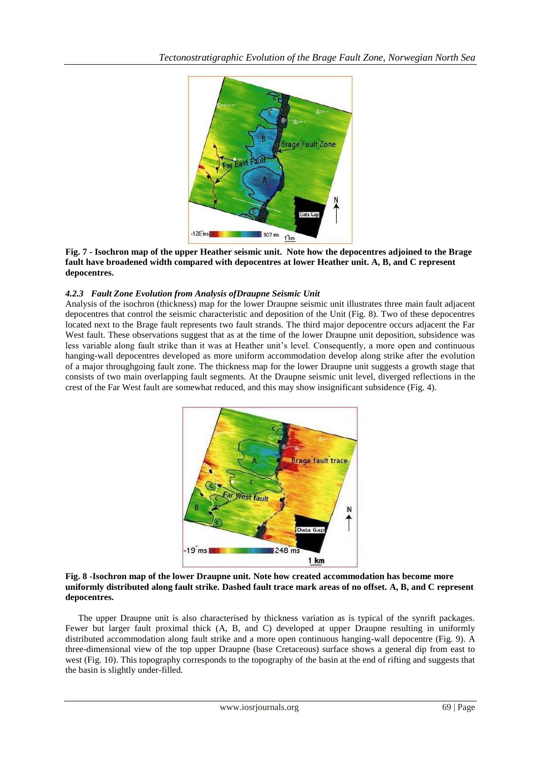**Fig. 7 - Isochron map of the upper Heather seismic unit. Note how the depocentres adjoined to the Brage fault have broadened width compared with depocentres at lower Heather unit. A, B, and C represent depocentres.**

#### *4.2.3 Fault Zone Evolution from Analysis ofDraupne Seismic Unit*

Analysis of the isochron (thickness) map for the lower Draupne seismic unit illustrates three main fault adjacent depocentres that control the seismic characteristic and deposition of the Unit (Fig. 8). Two of these depocentres located next to the Brage fault represents two fault strands. The third major depocentre occurs adjacent the Far West fault. These observations suggest that as at the time of the lower Draupne unit deposition, subsidence was less variable along fault strike than it was at Heather unit's level. Consequently, a more open and continuous hanging-wall depocentres developed as more uniform accommodation develop along strike after the evolution of a major throughgoing fault zone. The thickness map for the lower Draupne unit suggests a growth stage that consists of two main overlapping fault segments. At the Draupne seismic unit level, diverged reflections in the crest of the Far West fault are somewhat reduced, and this may show insignificant subsidence (Fig. 4).

**Fig. 8 -Isochron map of the lower Draupne unit. Note how created accommodation has become more uniformly distributed along fault strike. Dashed fault trace mark areas of no offset. A, B, and C represent depocentres.**

The upper Draupne unit is also characterised by thickness variation as is typical of the synrift packages. Fewer but larger fault proximal thick (A, B, and C) developed at upper Draupne resulting in uniformly distributed accommodation along fault strike and a more open continuous hanging-wall depocentre (Fig. 9). A three-dimensional view of the top upper Draupne (base Cretaceous) surface shows a general dip from east to west (Fig. 10). This topography corresponds to the topography of the basin at the end of rifting and suggests that the basin is slightly under-filled.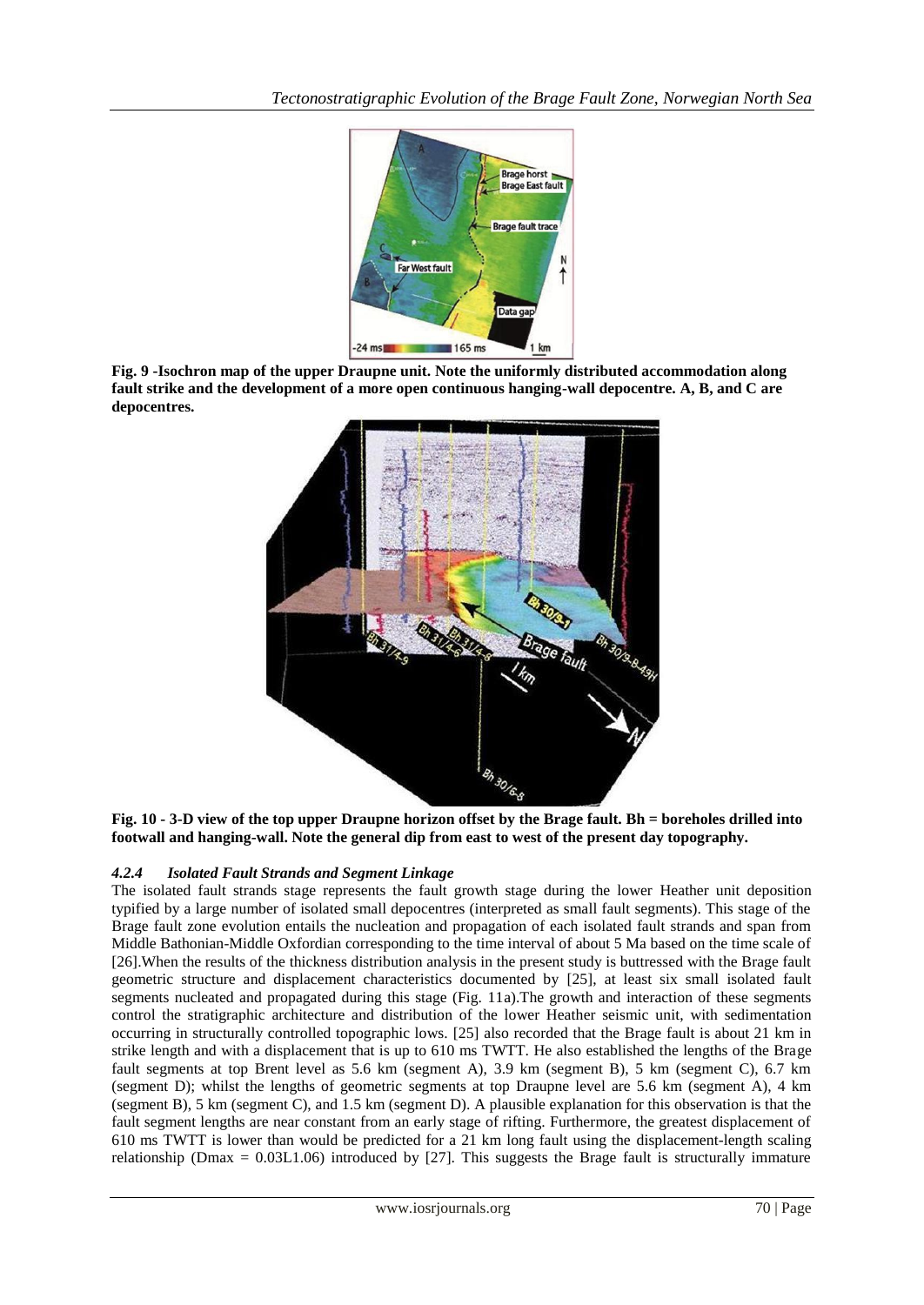**Fig. 9 -Isochron map of the upper Draupne unit. Note the uniformly distributed accommodation along fault strike and the development of a more open continuous hanging-wall depocentre. A, B, and C are depocentres.**

**Fig. 10 - 3-D view of the top upper Draupne horizon offset by the Brage fault. Bh = boreholes drilled into footwall and hanging-wall. Note the general dip from east to west of the present day topography.**

#### *4.2.4 Isolated Fault Strands and Segment Linkage*

The isolated fault strands stage represents the fault growth stage during the lower Heather unit deposition typified by a large number of isolated small depocentres (interpreted as small fault segments). This stage of the Brage fault zone evolution entails the nucleation and propagation of each isolated fault strands and span from Middle Bathonian-Middle Oxfordian corresponding to the time interval of about 5 Ma based on the time scale of [26].When the results of the thickness distribution analysis in the present study is buttressed with the Brage fault geometric structure and displacement characteristics documented by [25], at least six small isolated fault segments nucleated and propagated during this stage (Fig. 11a).The growth and interaction of these segments control the stratigraphic architecture and distribution of the lower Heather seismic unit, with sedimentation occurring in structurally controlled topographic lows. [25] also recorded that the Brage fault is about 21 km in strike length and with a displacement that is up to 610 ms TWTT. He also established the lengths of the Brage fault segments at top Brent level as 5.6 km (segment A), 3.9 km (segment B), 5 km (segment C), 6.7 km (segment D); whilst the lengths of geometric segments at top Draupne level are 5.6 km (segment A), 4 km (segment B), 5 km (segment C), and 1.5 km (segment D). A plausible explanation for this observation is that the fault segment lengths are near constant from an early stage of rifting. Furthermore, the greatest displacement of 610 ms TWTT is lower than would be predicted for a 21 km long fault using the displacement-length scaling relationship ($D_{max} = 0.03L^{1.06}$) introduced by [27]. This suggests the Brage fault is structurally immature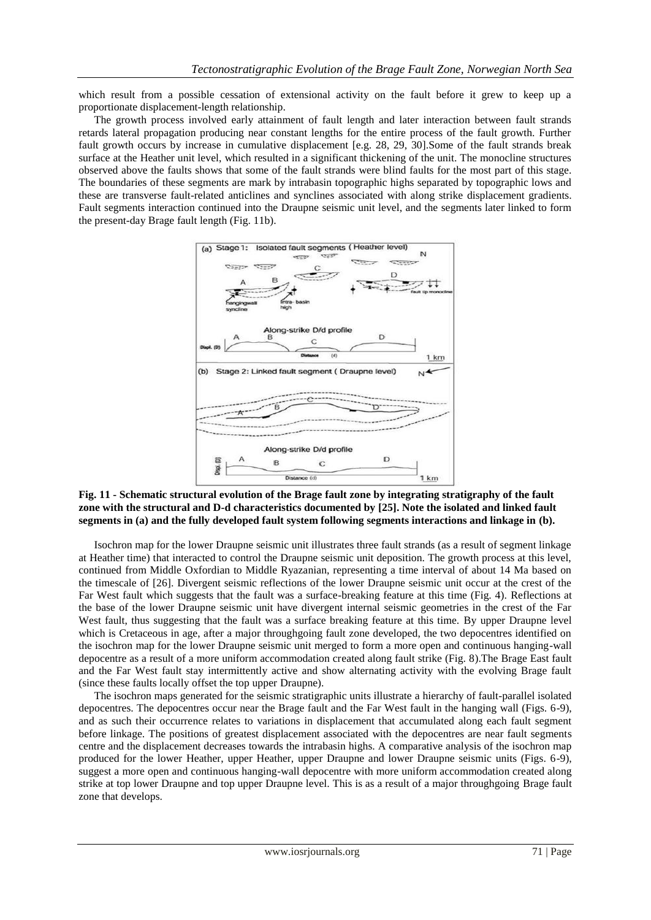which result from a possible cessation of extensional activity on the fault before it grew to keep up a proportionate displacement-length relationship.

The growth process involved early attainment of fault length and later interaction between fault strands retards lateral propagation producing near constant lengths for the entire process of the fault growth. Further fault growth occurs by increase in cumulative displacement [e.g. 28, 29, 30].Some of the fault strands break surface at the Heather unit level, which resulted in a significant thickening of the unit. The monocline structures observed above the faults shows that some of the fault strands were blind faults for the most part of this stage. The boundaries of these segments are mark by intrabasin topographic highs separated by topographic lows and these are transverse fault-related anticlines and synclines associated with along strike displacement gradients. Fault segments interaction continued into the Draupne seismic unit level, and the segments later linked to form the present-day Brage fault length (Fig. 11b).

**Fig. 11 - Schematic structural evolution of the Brage fault zone by integrating stratigraphy of the fault zone with the structural and D-d characteristics documented by [25]. Note the isolated and linked fault segments in (a) and the fully developed fault system following segments interactions and linkage in (b).**

Isochron map for the lower Draupne seismic unit illustrates three fault strands (as a result of segment linkage at Heather time) that interacted to control the Draupne seismic unit deposition. The growth process at this level, continued from Middle Oxfordian to Middle Ryazanian, representing a time interval of about 14 Ma based on the timescale of [26]. Divergent seismic reflections of the lower Draupne seismic unit occur at the crest of the Far West fault which suggests that the fault was a surface-breaking feature at this time (Fig. 4). Reflections at the base of the lower Draupne seismic unit have divergent internal seismic geometries in the crest of the Far West fault, thus suggesting that the fault was a surface breaking feature at this time. By upper Draupne level which is Cretaceous in age, after a major throughgoing fault zone developed, the two depocentres identified on the isochron map for the lower Draupne seismic unit merged to form a more open and continuous hanging-wall depocentre as a result of a more uniform accommodation created along fault strike (Fig. 8).The Brage East fault and the Far West fault stay intermittently active and show alternating activity with the evolving Brage fault (since these faults locally offset the top upper Draupne).

The isochron maps generated for the seismic stratigraphic units illustrate a hierarchy of fault-parallel isolated depocentres. The depocentres occur near the Brage fault and the Far West fault in the hanging wall (Figs. 6-9), and as such their occurrence relates to variations in displacement that accumulated along each fault segment before linkage. The positions of greatest displacement associated with the depocentres are near fault segments centre and the displacement decreases towards the intrabasin highs. A comparative analysis of the isochron map produced for the lower Heather, upper Heather, upper Draupne and lower Draupne seismic units (Figs. 6-9), suggest a more open and continuous hanging-wall depocentre with more uniform accommodation created along strike at top lower Draupne and top upper Draupne level. This is as a result of a major throughgoing Brage fault zone that develops.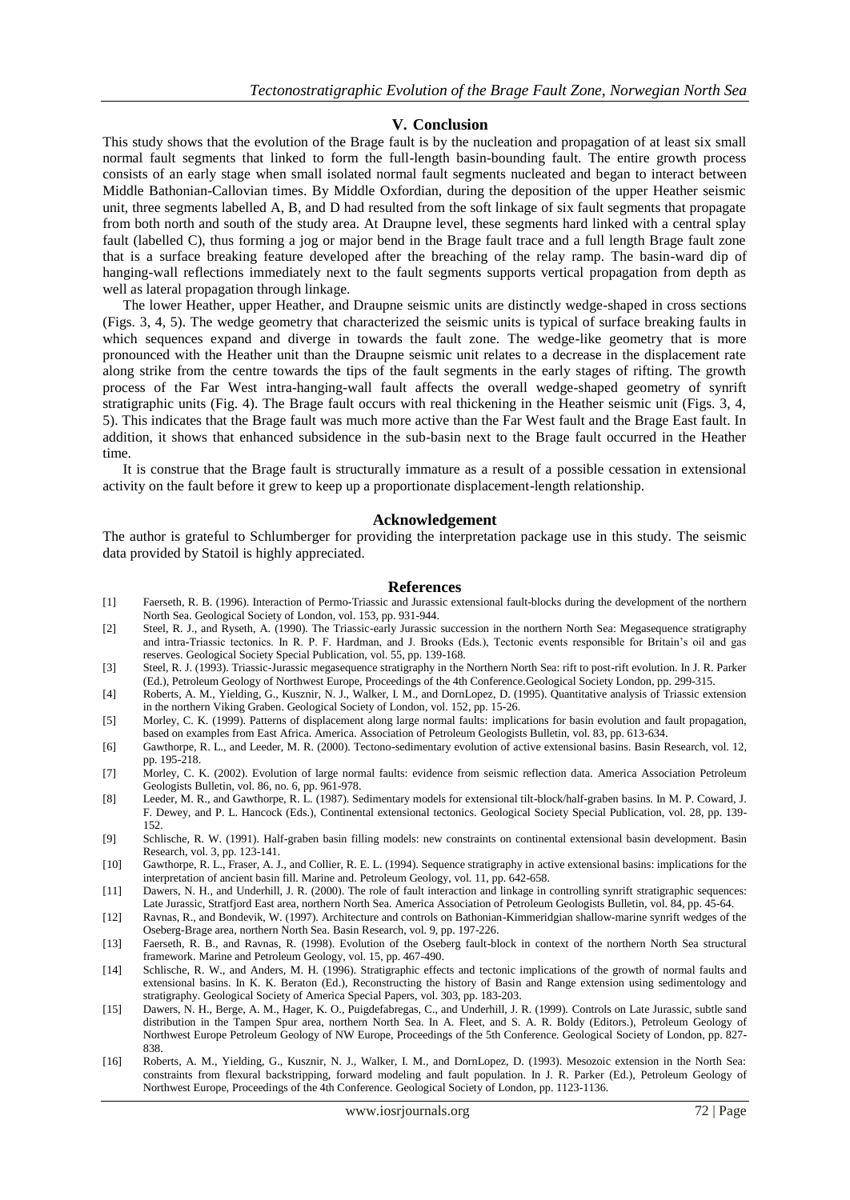## V. Conclusion

This study shows that the evolution of the Brage fault is by the nucleation and propagation of at least six small normal fault segments that linked to form the full-length basin-bounding fault. The entire growth process consists of an early stage when small isolated normal fault segments nucleated and began to interact between Middle Bathonian-Callovian times. By Middle Oxfordian, during the deposition of the upper Heather seismic unit, three segments labelled A, B, and D had resulted from the soft linkage of six fault segments that propagate from both north and south of the study area. At Draupne level, these segments hard linked with a central splay fault (labelled C), thus forming a jog or major bend in the Brage fault trace and a full length Brage fault zone that is a surface breaking feature developed after the breaching of the relay ramp. The basin-ward dip of hanging-wall reflections immediately next to the fault segments supports vertical propagation from depth as well as lateral propagation through linkage.

The lower Heather, upper Heather, and Draupne seismic units are distinctly wedge-shaped in cross sections (Figs. 3, 4, 5). The wedge geometry that characterized the seismic units is typical of surface breaking faults in which sequences expand and diverge in towards the fault zone. The wedge-like geometry that is more pronounced with the Heather unit than the Draupne seismic unit relates to a decrease in the displacement rate along strike from the centre towards the tips of the fault segments in the early stages of rifting. The growth process of the Far West intra-hanging-wall fault affects the overall wedge-shaped geometry of synrift stratigraphic units (Fig. 4). The Brage fault occurs with real thickening in the Heather seismic unit (Figs. 3, 4, 5). This indicates that the Brage fault was much more active than the Far West fault and the Brage East fault. In addition, it shows that enhanced subsidence in the sub-basin next to the Brage fault occurred in the Heather time.

It is construe that the Brage fault is structurally immature as a result of a possible cessation in extensional activity on the fault before it grew to keep up a proportionate displacement-length relationship.

## Acknowledgement

The author is grateful to Schlumberger for providing the interpretation package use in this study. The seismic data provided by Statoil is highly appreciated.

## References

[1] Faerseth, R. B. (1996). Interaction of Permo-Triassic and Jurassic extensional fault-blocks during the development of the northern North Sea. Geological Society of London, vol. 153, pp. 931-944.

[2] Steel, R. J., and Ryseth, A. (1990). The Triassic-early Jurassic succession in the northern North Sea: Megasequence stratigraphy and intra-Triassic tectonics. In R. P. F. Hardman, and J. Brooks (Eds.), Tectonic events responsible for Britain's oil and gas reserves. Geological Society Special Publication, vol. 55, pp. 139-168.

[3] Steel, R. J. (1993). Triassic-Jurassic megasequence stratigraphy in the Northern North Sea: rift to post-rift evolution. In J. R. Parker (Ed.), Petroleum Geology of Northwest Europe, Proceedings of the 4th Conference.Geological Society London, pp. 299-315.

[4] Roberts, A. M., Yielding, G., Kusznir, N. J., Walker, I. M., and DornLopez, D. (1995). Quantitative analysis of Triassic extension in the northern Viking Graben. Geological Society of London, vol. 152, pp. 15-26.

[5] Morley, C. K. (1999). Patterns of displacement along large normal faults: implications for basin evolution and fault propagation, based on examples from East Africa. America. Association of Petroleum Geologists Bulletin, vol. 83, pp. 613-634.

[6] Gawthorpe, R. L., and Leeder, M. R. (2000). Tectono-sedimentary evolution of active extensional basins. Basin Research, vol. 12, pp. 195-218.

[7] Morley, C. K. (2002). Evolution of large normal faults: evidence from seismic reflection data. America Association Petroleum Geologists Bulletin, vol. 86, no. 6, pp. 961-978.

[8] Leeder, M. R., and Gawthorpe, R. L. (1987). Sedimentary models for extensional tilt-block/half-graben basins. In M. P. Coward, J. F. Dewey, and P. L. Hancock (Eds.), Continental extensional tectonics. Geological Society Special Publication, vol. 28, pp. 139-152.

[9] Schlische, R. W. (1991). Half-graben basin filling models: new constraints on continental extensional basin development. Basin Research, vol. 3, pp. 123-141.

[10] Gawthorpe, R. L., Fraser, A. J., and Collier, R. E. L. (1994). Sequence stratigraphy in active extensional basins: implications for the interpretation of ancient basin fill. Marine and. Petroleum Geology, vol. 11, pp. 642-658.

[11] Dawers, N. H., and Underhill, J. R. (2000). The role of fault interaction and linkage in controlling synrift stratigraphic sequences: Late Jurassic, Stratfjord East area, northern North Sea. America Association of Petroleum Geologists Bulletin, vol. 84, pp. 45-64.

[12] Ravnas, R., and Bondevik, W. (1997). Architecture and controls on Bathonian-Kimmeridgian shallow-marine synrift wedges of the Oseberg-Brage area, northern North Sea. Basin Research, vol. 9, pp. 197-226.

[13] Faerseth, R. B., and Ravnas, R. (1998). Evolution of the Oseberg fault-block in context of the northern North Sea structural framework. Marine and Petroleum Geology, vol. 15, pp. 467-490.

[14] Schlische, R. W., and Anders, M. H. (1996). Stratigraphic effects and tectonic implications of the growth of normal faults and extensional basins. In K. K. Beraton (Ed.), Reconstructing the history of Basin and Range extension using sedimentology and stratigraphy. Geological Society of America Special Papers, vol. 303, pp. 183-203.

[15] Dawers, N. H., Berge, A. M., Hager, K. O., Puigdefabregas, C., and Underhill, J. R. (1999). Controls on Late Jurassic, subtle sand distribution in the Tampen Spur area, northern North Sea. In A. Fleet, and S. A. R. Boldy (Editors.), Petroleum Geology of Northwest Europe Petroleum Geology of NW Europe, Proceedings of the 5th Conference. Geological Society of London, pp. 827-838.

[16] Roberts, A. M., Yielding, G., Kusznir, N. J., Walker, I. M., and DornLopez, D. (1993). Mesozoic extension in the North Sea: constraints from flexural backstripping, forward modeling and fault population. In J. R. Parker (Ed.), Petroleum Geology of Northwest Europe, Proceedings of the 4th Conference. Geological Society of London, pp. 1123-1136.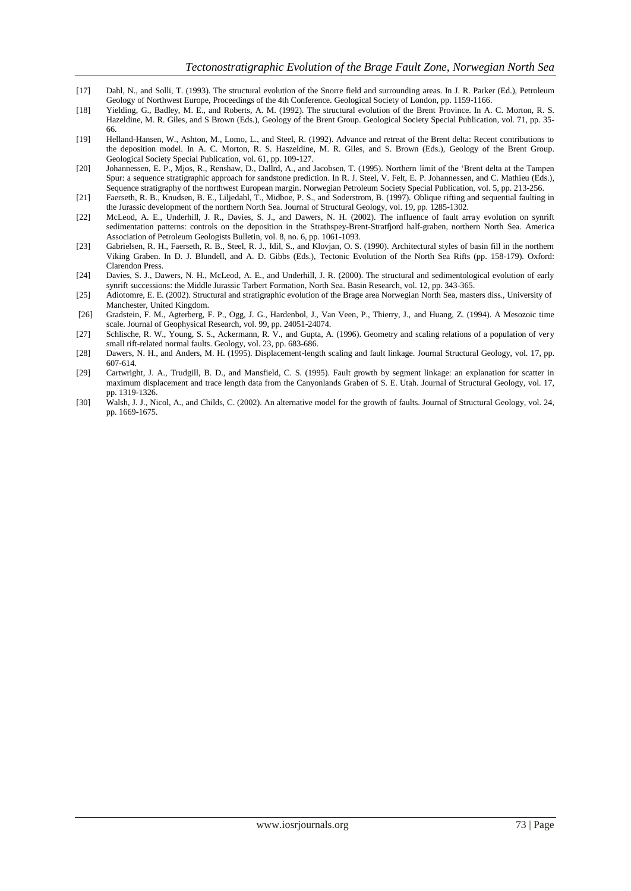[17] Dahl, N., and Solli, T. (1993). The structural evolution of the Snorre field and surrounding areas. In J. R. Parker (Ed.), Petroleum Geology of Northwest Europe, Proceedings of the 4th Conference. Geological Society of London, pp. 1159-1166.

[18] Yielding, G., Badley, M. E., and Roberts, A. M. (1992). The structural evolution of the Brent Province. In A. C. Morton, R. S. Hazeldine, M. R. Giles, and S Brown (Eds.), Geology of the Brent Group. Geological Society Special Publication, vol. 71, pp. 35-66.

[19] Helland-Hansen, W., Ashton, M., Lomo, L., and Steel, R. (1992). Advance and retreat of the Brent delta: Recent contributions to the deposition model. In A. C. Morton, R. S. Haszeldine, M. R. Giles, and S. Brown (Eds.), Geology of the Brent Group. Geological Society Special Publication, vol. 61, pp. 109-127.

[20] Johannessen, E. P., Mjos, R., Renshaw, D., Dallrd, A., and Jacobsen, T. (1995). Northern limit of the 'Brent delta at the Tampen Spur: a sequence stratigraphic approach for sandstone prediction. In R. J. Steel, V. Felt, E. P. Johannessen, and C. Mathieu (Eds.), Sequence stratigraphy of the northwest European margin. Norwegian Petroleum Society Special Publication, vol. 5, pp. 213-256.

[21] Faerseth, R. B., Knudsen, B. E., Liljedahl, T., Midboe, P. S., and Soderstrom, B. (1997). Oblique rifting and sequential faulting in the Jurassic development of the northern North Sea. Journal of Structural Geology, vol. 19, pp. 1285-1302.

[22] McLeod, A. E., Underhill, J. R., Davies, S. J., and Dawers, N. H. (2002). The influence of fault array evolution on synrift sedimentation patterns: controls on the deposition in the Strathspey-Brent-Stratfjord half-graben, northern North Sea. America Association of Petroleum Geologists Bulletin, vol. 8, no. 6, pp. 1061-1093.

[23] Gabrielsen, R. H., Faerseth, R. B., Steel, R. J., Idil, S., and Klovjan, O. S. (1990). Architectural styles of basin fill in the northern Viking Graben. In D. J. Blundell, and A. D. Gibbs (Eds.), Tectonic Evolution of the North Sea Rifts (pp. 158-179). Oxford: Clarendon Press.

[24] Davies, S. J., Dawers, N. H., McLeod, A. E., and Underhill, J. R. (2000). The structural and sedimentological evolution of early synrift successions: the Middle Jurassic Tarbert Formation, North Sea. Basin Research, vol. 12, pp. 343-365.

[25] Adiotomre, E. E. (2002). Structural and stratigraphic evolution of the Brage area Norwegian North Sea, masters diss., University of Manchester, United Kingdom.

[26] Gradstein, F. M., Agterberg, F. P., Ogg, J. G., Hardenbol, J., Van Veen, P., Thierry, J., and Huang, Z. (1994). A Mesozoic time scale. Journal of Geophysical Research, vol. 99, pp. 24051-24074.

[27] Schlische, R. W., Young, S. S., Ackermann, R. V., and Gupta, A. (1996). Geometry and scaling relations of a population of very small rift-related normal faults. Geology, vol. 23, pp. 683-686.

[28] Dawers, N. H., and Anders, M. H. (1995). Displacement-length scaling and fault linkage. Journal Structural Geology, vol. 17, pp. 607-614.

[29] Cartwright, J. A., Trudgill, B. D., and Mansfield, C. S. (1995). Fault growth by segment linkage: an explanation for scatter in maximum displacement and trace length data from the Canyonlands Graben of S. E. Utah. Journal of Structural Geology, vol. 17, pp. 1319-1326.

[30] Walsh, J. J., Nicol, A., and Childs, C. (2002). An alternative model for the growth of faults. Journal of Structural Geology, vol. 24, pp. 1669-1675.